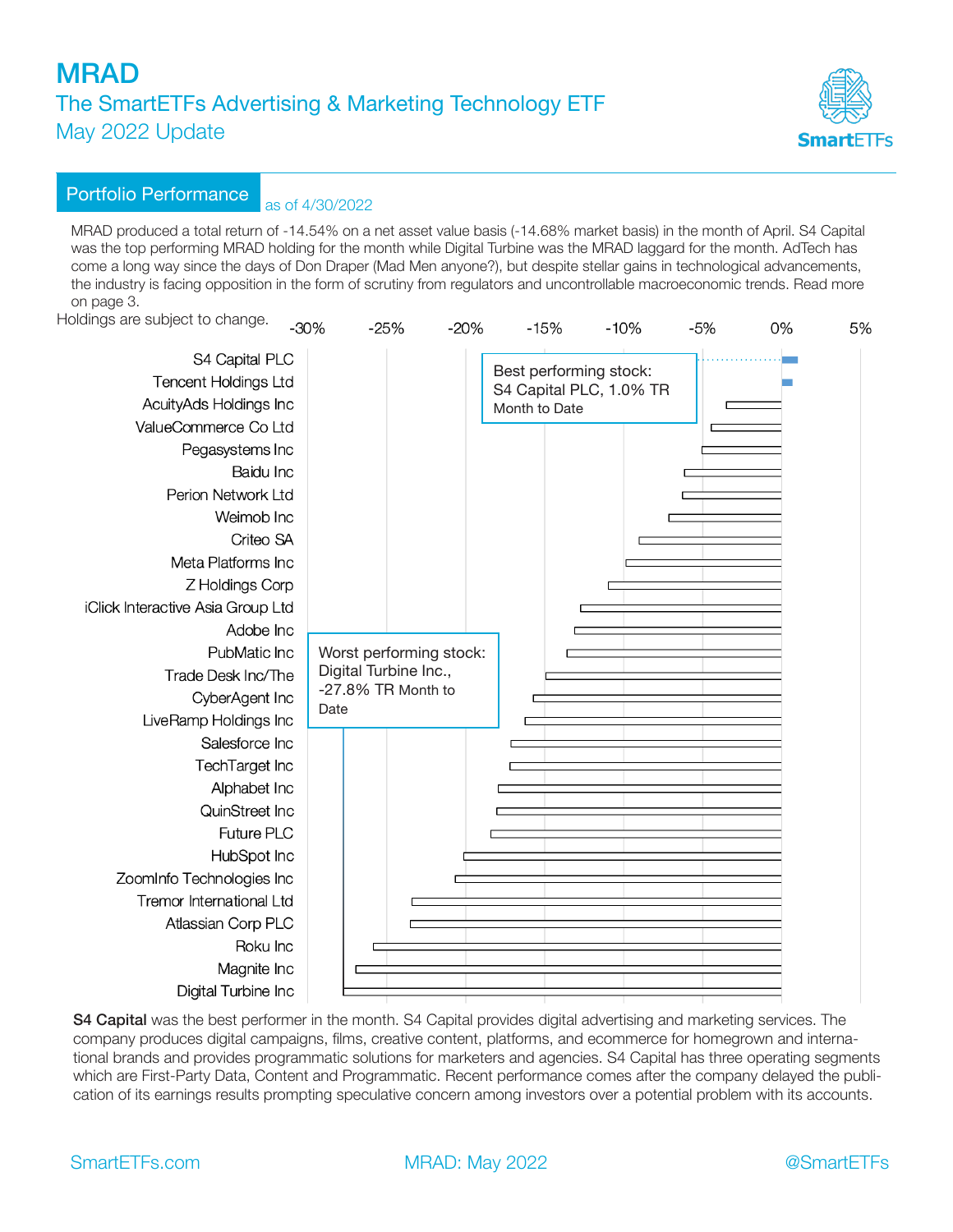# MRAD

## The SmartETFs Advertising & Marketing Technology ETF

### May 2022 Update

## Portfolio Performance

as of 4/30/2022

MRAD produced a total return of -14.54% on a net asset value basis (-14.68% market basis) in the month of April. S4 Capital was the top performing MRAD holding for the month while Digital Turbine was the MRAD laggard for the month. AdTech has come a long way since the days of Don Draper (Mad Men anyone?), but despite stellar gains in technological advancements, the industry is facing opposition in the form of scrutiny from regulators and uncontrollable macroeconomic trends. Read more on page 3.

Holdings are subject to change.

Best performing stock: S4 Capital PLC, 1.0% TR Month to Date

Worst performing stock: Digital Turbine Inc., -27.8% TR Month to Date

Holdings shown in the chart (best to worst): S4 Capital PLC, Tencent Holdings Ltd, AcuityAds Holdings Inc, ValueCommerce Co Ltd, Pegasystems Inc, Baidu Inc, Perion Network Ltd, Weimob Inc, Criteo SA, Meta Platforms Inc, Z Holdings Corp, iClick Interactive Asia Group Ltd, Adobe Inc, PubMatic Inc, Trade Desk Inc/The, CyberAgent Inc, LiveRamp Holdings Inc, Salesforce Inc, TechTarget Inc, Alphabet Inc, QuinStreet Inc, Future PLC, HubSpot Inc, ZoomInfo Technologies Inc, Tremor International Ltd, Atlassian Corp PLC, Roku Inc, Magnite Inc, Digital Turbine Inc

**S4 Capital** was the best performer in the month. S4 Capital provides digital advertising and marketing services. The company produces digital campaigns, films, creative content, platforms, and ecommerce for homegrown and international brands and provides programmatic solutions for marketers and agencies. S4 Capital has three operating segments which are First-Party Data, Content and Programmatic. Recent performance comes after the company delayed the publication of its earnings results prompting speculative concern among investors over a potential problem with its accounts.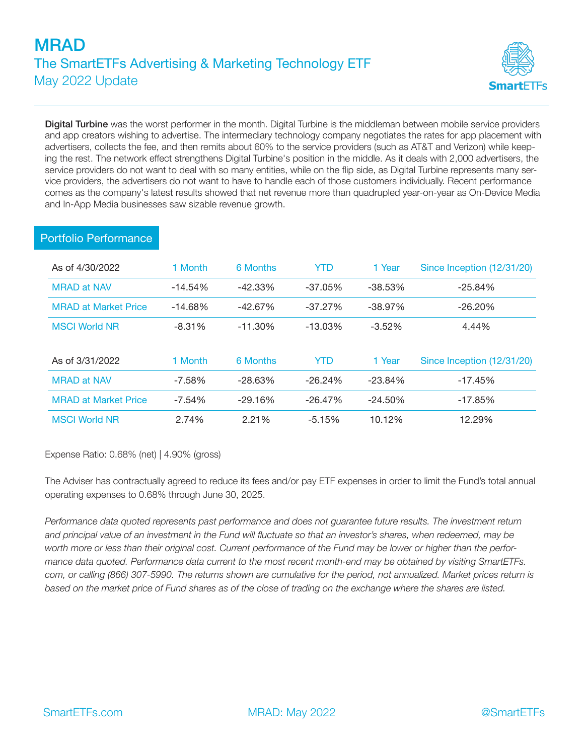# MRAD

## The SmartETFs Advertising & Marketing Technology ETF

May 2022 Update

**Digital Turbine** was the worst performer in the month. Digital Turbine is the middleman between mobile service providers and app creators wishing to advertise. The intermediary technology company negotiates the rates for app placement with advertisers, collects the fee, and then remits about 60% to the service providers (such as AT&T and Verizon) while keeping the rest. The network effect strengthens Digital Turbine's position in the middle. As it deals with 2,000 advertisers, the service providers do not want to deal with so many entities, while on the flip side, as Digital Turbine represents many service providers, the advertisers do not want to have to handle each of those customers individually. Recent performance comes as the company's latest results showed that net revenue more than quadrupled year-on-year as On-Device Media and In-App Media businesses saw sizable revenue growth.

## Portfolio Performance

| As of 4/30/2022 | 1 Month | 6 Months | YTD | 1 Year | Since Inception (12/31/20) |
|---|---|---|---|---|---|
| MRAD at NAV | -14.54% | -42.33% | -37.05% | -38.53% | -25.84% |
| MRAD at Market Price | -14.68% | -42.67% | -37.27% | -38.97% | -26.20% |
| MSCI World NR | -8.31% | -11.30% | -13.03% | -3.52% | 4.44% |

| As of 3/31/2022 | 1 Month | 6 Months | YTD | 1 Year | Since Inception (12/31/20) |
|---|---|---|---|---|---|
| MRAD at NAV | -7.58% | -28.63% | -26.24% | -23.84% | -17.45% |
| MRAD at Market Price | -7.54% | -29.16% | -26.47% | -24.50% | -17.85% |
| MSCI World NR | 2.74% | 2.21% | -5.15% | 10.12% | 12.29% |

Expense Ratio: 0.68% (net) | 4.90% (gross)

The Adviser has contractually agreed to reduce its fees and/or pay ETF expenses in order to limit the Fund's total annual operating expenses to 0.68% through June 30, 2025.

*Performance data quoted represents past performance and does not guarantee future results. The investment return and principal value of an investment in the Fund will fluctuate so that an investor's shares, when redeemed, may be worth more or less than their original cost. Current performance of the Fund may be lower or higher than the performance data quoted. Performance data current to the most recent month-end may be obtained by visiting SmartETFs.com, or calling (866) 307-5990. The returns shown are cumulative for the period, not annualized. Market prices return is based on the market price of Fund shares as of the close of trading on the exchange where the shares are listed.*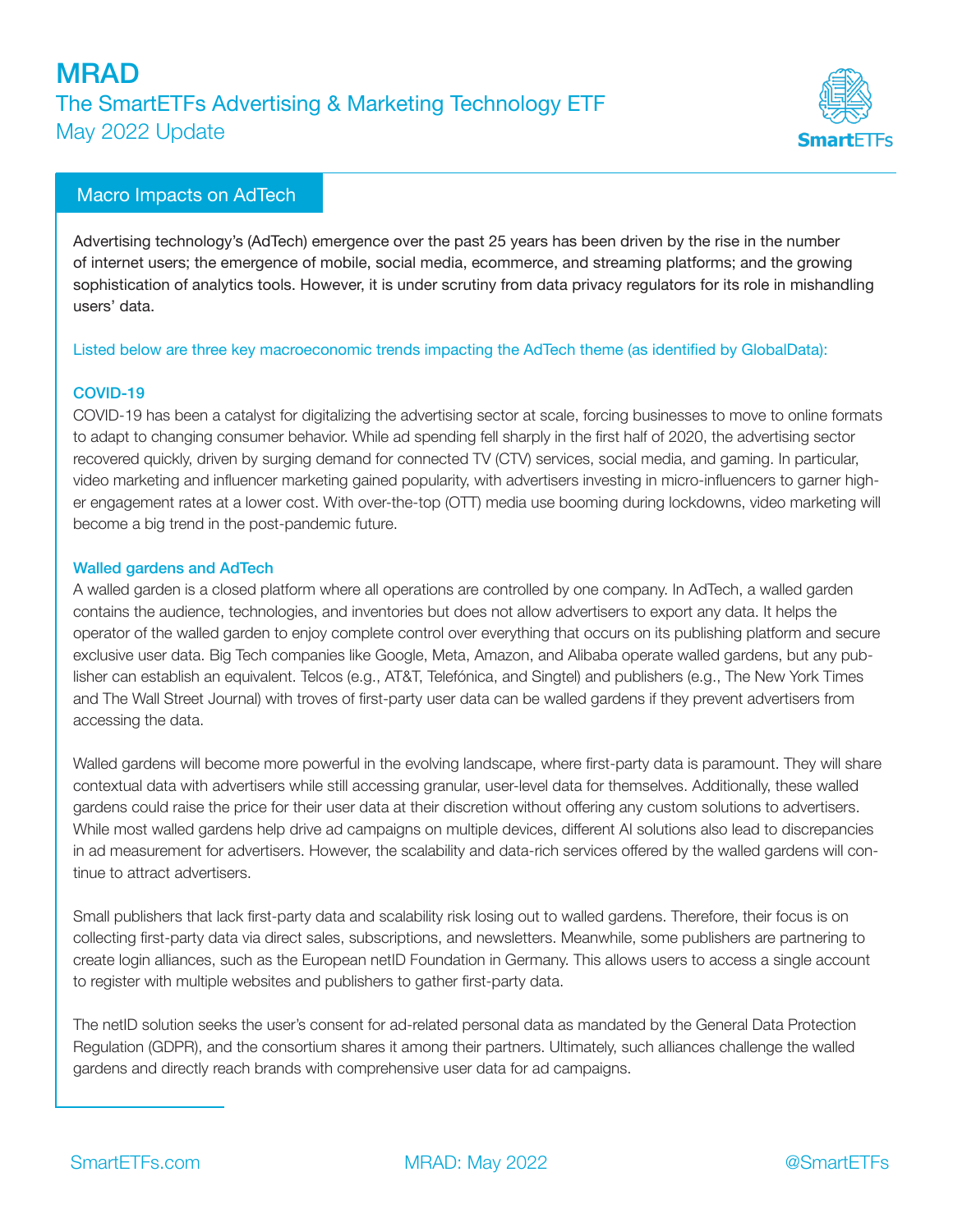# MRAD

## The SmartETFs Advertising & Marketing Technology ETF

May 2022 Update

## Macro Impacts on AdTech

Advertising technology's (AdTech) emergence over the past 25 years has been driven by the rise in the number of internet users; the emergence of mobile, social media, ecommerce, and streaming platforms; and the growing sophistication of analytics tools. However, it is under scrutiny from data privacy regulators for its role in mishandling users' data.

Listed below are three key macroeconomic trends impacting the AdTech theme (as identified by GlobalData):

### COVID-19

COVID-19 has been a catalyst for digitalizing the advertising sector at scale, forcing businesses to move to online formats to adapt to changing consumer behavior. While ad spending fell sharply in the first half of 2020, the advertising sector recovered quickly, driven by surging demand for connected TV (CTV) services, social media, and gaming. In particular, video marketing and influencer marketing gained popularity, with advertisers investing in micro-influencers to garner higher engagement rates at a lower cost. With over-the-top (OTT) media use booming during lockdowns, video marketing will become a big trend in the post-pandemic future.

### Walled gardens and AdTech

A walled garden is a closed platform where all operations are controlled by one company. In AdTech, a walled garden contains the audience, technologies, and inventories but does not allow advertisers to export any data. It helps the operator of the walled garden to enjoy complete control over everything that occurs on its publishing platform and secure exclusive user data. Big Tech companies like Google, Meta, Amazon, and Alibaba operate walled gardens, but any publisher can establish an equivalent. Telcos (e.g., AT&T, Telefónica, and Singtel) and publishers (e.g., The New York Times and The Wall Street Journal) with troves of first-party user data can be walled gardens if they prevent advertisers from accessing the data.

Walled gardens will become more powerful in the evolving landscape, where first-party data is paramount. They will share contextual data with advertisers while still accessing granular, user-level data for themselves. Additionally, these walled gardens could raise the price for their user data at their discretion without offering any custom solutions to advertisers. While most walled gardens help drive ad campaigns on multiple devices, different AI solutions also lead to discrepancies in ad measurement for advertisers. However, the scalability and data-rich services offered by the walled gardens will continue to attract advertisers.

Small publishers that lack first-party data and scalability risk losing out to walled gardens. Therefore, their focus is on collecting first-party data via direct sales, subscriptions, and newsletters. Meanwhile, some publishers are partnering to create login alliances, such as the European netID Foundation in Germany. This allows users to access a single account to register with multiple websites and publishers to gather first-party data.

The netID solution seeks the user's consent for ad-related personal data as mandated by the General Data Protection Regulation (GDPR), and the consortium shares it among their partners. Ultimately, such alliances challenge the walled gardens and directly reach brands with comprehensive user data for ad campaigns.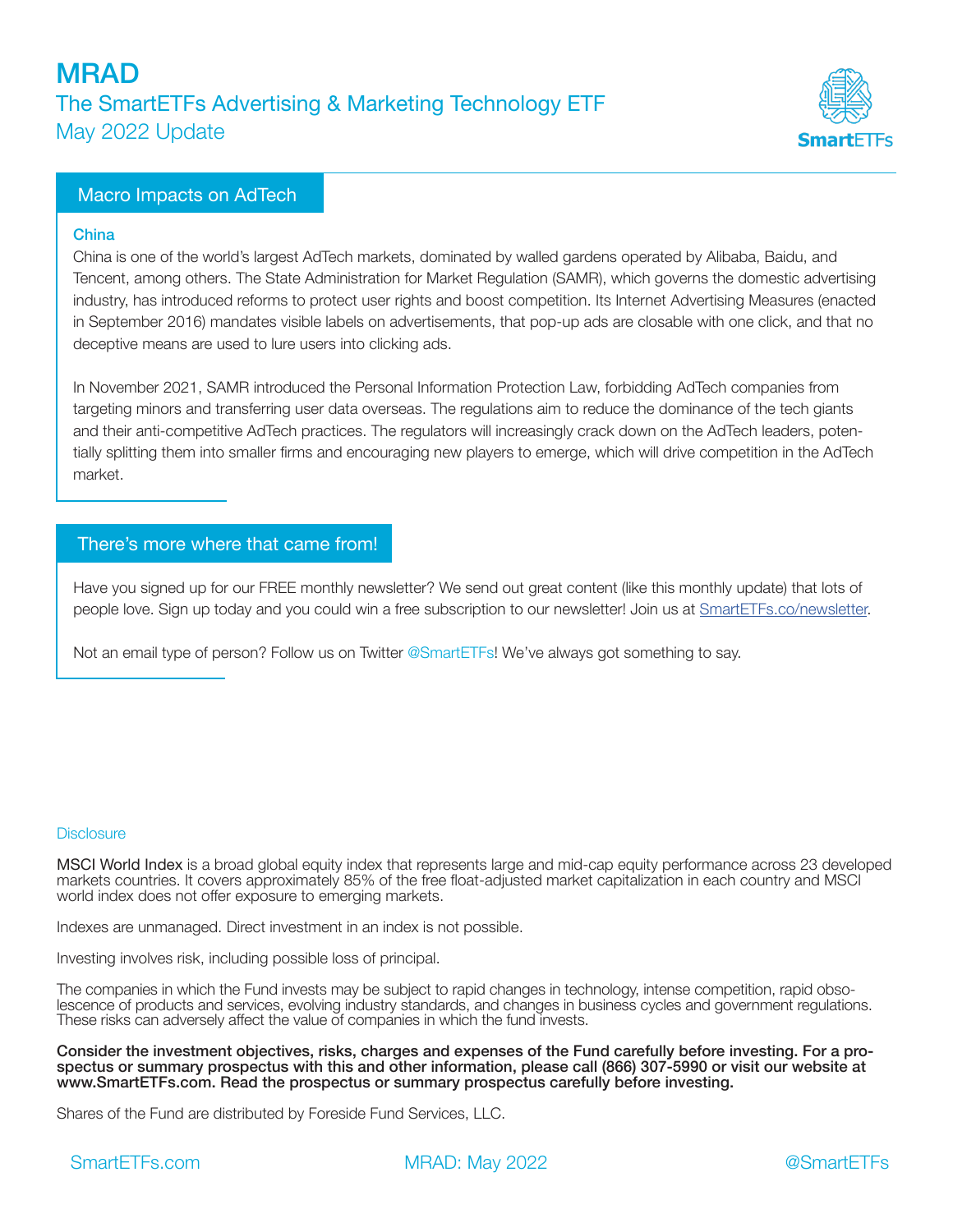# MRAD

## The SmartETFs Advertising & Marketing Technology ETF

May 2022 Update

## Macro Impacts on AdTech

### China

China is one of the world's largest AdTech markets, dominated by walled gardens operated by Alibaba, Baidu, and Tencent, among others. The State Administration for Market Regulation (SAMR), which governs the domestic advertising industry, has introduced reforms to protect user rights and boost competition. Its Internet Advertising Measures (enacted in September 2016) mandates visible labels on advertisements, that pop-up ads are closable with one click, and that no deceptive means are used to lure users into clicking ads.

In November 2021, SAMR introduced the Personal Information Protection Law, forbidding AdTech companies from targeting minors and transferring user data overseas. The regulations aim to reduce the dominance of the tech giants and their anti-competitive AdTech practices. The regulators will increasingly crack down on the AdTech leaders, potentially splitting them into smaller firms and encouraging new players to emerge, which will drive competition in the AdTech market.

## There's more where that came from!

Have you signed up for our FREE monthly newsletter? We send out great content (like this monthly update) that lots of people love. Sign up today and you could win a free subscription to our newsletter! Join us at [SmartETFs.co/newsletter](SmartETFs.co/newsletter).

Not an email type of person? Follow us on Twitter @SmartETFs! We've always got something to say.

### Disclosure

MSCI World Index is a broad global equity index that represents large and mid-cap equity performance across 23 developed markets countries. It covers approximately 85% of the free float-adjusted market capitalization in each country and MSCI world index does not offer exposure to emerging markets.

Indexes are unmanaged. Direct investment in an index is not possible.

Investing involves risk, including possible loss of principal.

The companies in which the Fund invests may be subject to rapid changes in technology, intense competition, rapid obsolescence of products and services, evolving industry standards, and changes in business cycles and government regulations. These risks can adversely affect the value of companies in which the fund invests.

**Consider the investment objectives, risks, charges and expenses of the Fund carefully before investing. For a prospectus or summary prospectus with this and other information, please call (866) 307-5990 or visit our website at www.SmartETFs.com. Read the prospectus or summary prospectus carefully before investing.**

Shares of the Fund are distributed by Foreside Fund Services, LLC.